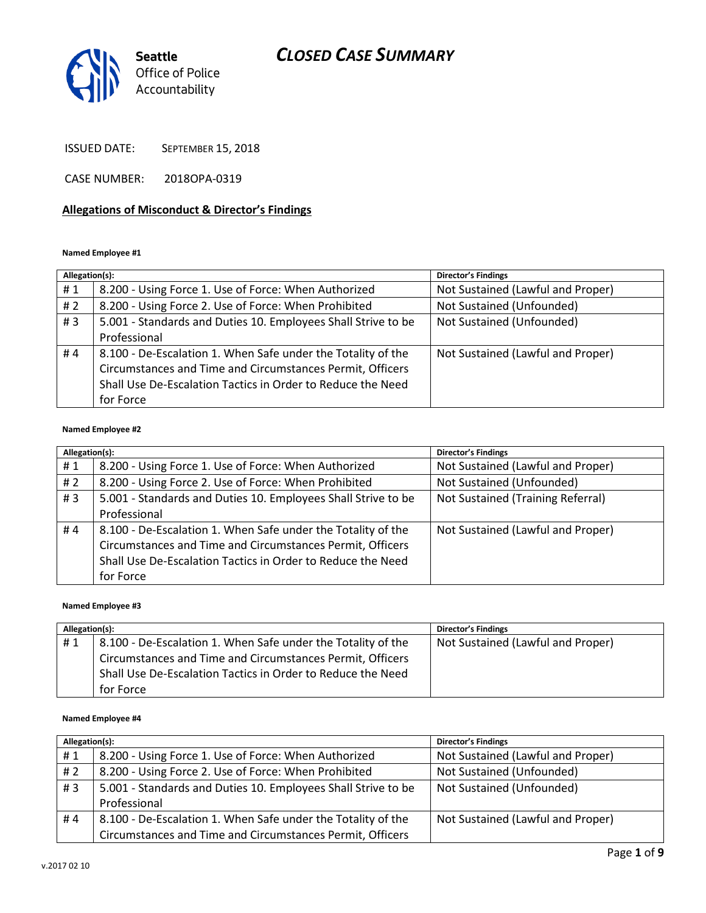Seattle
Office of Police
Accountability

# CLOSED CASE SUMMARY

ISSUED DATE: SEPTEMBER 15, 2018

CASE NUMBER: 2018OPA-0319

## Allegations of Misconduct & Director's Findings

**Named Employee #1**

| Allegation(s): | | Director's Findings |
|---|---|---|
| # 1 | 8.200 - Using Force 1. Use of Force: When Authorized | Not Sustained (Lawful and Proper) |
| # 2 | 8.200 - Using Force 2. Use of Force: When Prohibited | Not Sustained (Unfounded) |
| # 3 | 5.001 - Standards and Duties 10. Employees Shall Strive to be Professional | Not Sustained (Unfounded) |
| # 4 | 8.100 - De-Escalation 1. When Safe under the Totality of the Circumstances and Time and Circumstances Permit, Officers Shall Use De-Escalation Tactics in Order to Reduce the Need for Force | Not Sustained (Lawful and Proper) |

**Named Employee #2**

| Allegation(s): | | Director's Findings |
|---|---|---|
| # 1 | 8.200 - Using Force 1. Use of Force: When Authorized | Not Sustained (Lawful and Proper) |
| # 2 | 8.200 - Using Force 2. Use of Force: When Prohibited | Not Sustained (Unfounded) |
| # 3 | 5.001 - Standards and Duties 10. Employees Shall Strive to be Professional | Not Sustained (Training Referral) |
| # 4 | 8.100 - De-Escalation 1. When Safe under the Totality of the Circumstances and Time and Circumstances Permit, Officers Shall Use De-Escalation Tactics in Order to Reduce the Need for Force | Not Sustained (Lawful and Proper) |

**Named Employee #3**

| Allegation(s): | | Director's Findings |
|---|---|---|
| # 1 | 8.100 - De-Escalation 1. When Safe under the Totality of the Circumstances and Time and Circumstances Permit, Officers Shall Use De-Escalation Tactics in Order to Reduce the Need for Force | Not Sustained (Lawful and Proper) |

**Named Employee #4**

| Allegation(s): | | Director's Findings |
|---|---|---|
| # 1 | 8.200 - Using Force 1. Use of Force: When Authorized | Not Sustained (Lawful and Proper) |
| # 2 | 8.200 - Using Force 2. Use of Force: When Prohibited | Not Sustained (Unfounded) |
| # 3 | 5.001 - Standards and Duties 10. Employees Shall Strive to be Professional | Not Sustained (Unfounded) |
| # 4 | 8.100 - De-Escalation 1. When Safe under the Totality of the Circumstances and Time and Circumstances Permit, Officers | Not Sustained (Lawful and Proper) |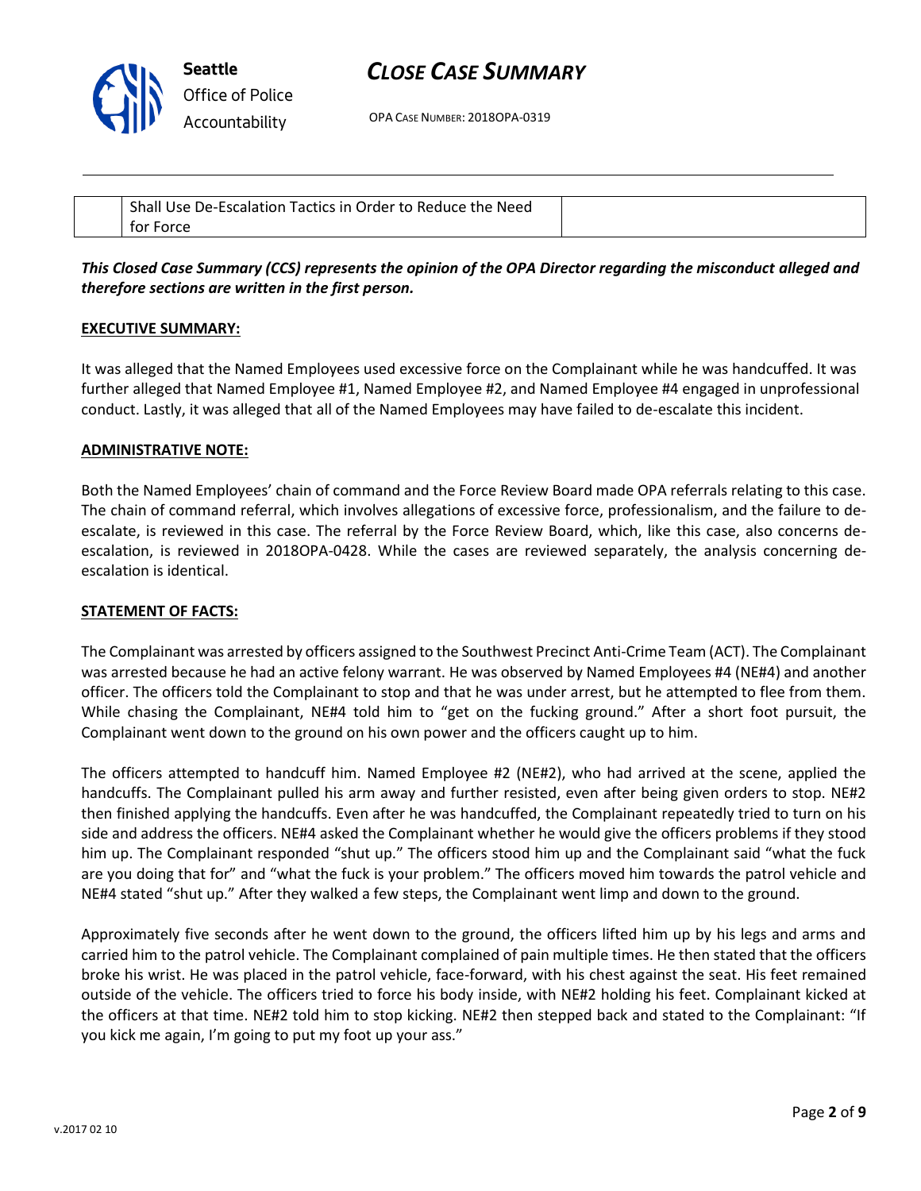| | Shall Use De-Escalation Tactics in Order to Reduce the Need for Force | |
|---|---|---|

***This Closed Case Summary (CCS) represents the opinion of the OPA Director regarding the misconduct alleged and therefore sections are written in the first person.***

**EXECUTIVE SUMMARY:**

It was alleged that the Named Employees used excessive force on the Complainant while he was handcuffed. It was further alleged that Named Employee #1, Named Employee #2, and Named Employee #4 engaged in unprofessional conduct. Lastly, it was alleged that all of the Named Employees may have failed to de-escalate this incident.

**ADMINISTRATIVE NOTE:**

Both the Named Employees' chain of command and the Force Review Board made OPA referrals relating to this case. The chain of command referral, which involves allegations of excessive force, professionalism, and the failure to de-escalate, is reviewed in this case. The referral by the Force Review Board, which, like this case, also concerns de-escalation, is reviewed in 2018OPA-0428. While the cases are reviewed separately, the analysis concerning de-escalation is identical.

**STATEMENT OF FACTS:**

The Complainant was arrested by officers assigned to the Southwest Precinct Anti-Crime Team (ACT). The Complainant was arrested because he had an active felony warrant. He was observed by Named Employees #4 (NE#4) and another officer. The officers told the Complainant to stop and that he was under arrest, but he attempted to flee from them. While chasing the Complainant, NE#4 told him to "get on the fucking ground." After a short foot pursuit, the Complainant went down to the ground on his own power and the officers caught up to him.

The officers attempted to handcuff him. Named Employee #2 (NE#2), who had arrived at the scene, applied the handcuffs. The Complainant pulled his arm away and further resisted, even after being given orders to stop. NE#2 then finished applying the handcuffs. Even after he was handcuffed, the Complainant repeatedly tried to turn on his side and address the officers. NE#4 asked the Complainant whether he would give the officers problems if they stood him up. The Complainant responded "shut up." The officers stood him up and the Complainant said "what the fuck are you doing that for" and "what the fuck is your problem." The officers moved him towards the patrol vehicle and NE#4 stated "shut up." After they walked a few steps, the Complainant went limp and down to the ground.

Approximately five seconds after he went down to the ground, the officers lifted him up by his legs and arms and carried him to the patrol vehicle. The Complainant complained of pain multiple times. He then stated that the officers broke his wrist. He was placed in the patrol vehicle, face-forward, with his chest against the seat. His feet remained outside of the vehicle. The officers tried to force his body inside, with NE#2 holding his feet. Complainant kicked at the officers at that time. NE#2 told him to stop kicking. NE#2 then stepped back and stated to the Complainant: "If you kick me again, I'm going to put my foot up your ass."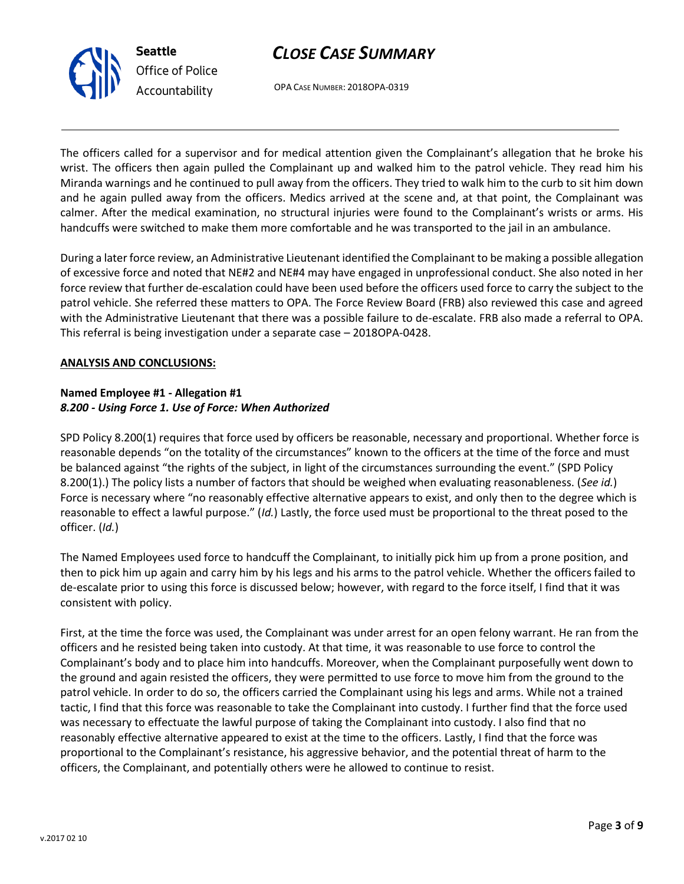The officers called for a supervisor and for medical attention given the Complainant's allegation that he broke his wrist. The officers then again pulled the Complainant up and walked him to the patrol vehicle. They read him his Miranda warnings and he continued to pull away from the officers. They tried to walk him to the curb to sit him down and he again pulled away from the officers. Medics arrived at the scene and, at that point, the Complainant was calmer. After the medical examination, no structural injuries were found to the Complainant's wrists or arms. His handcuffs were switched to make them more comfortable and he was transported to the jail in an ambulance.

During a later force review, an Administrative Lieutenant identified the Complainant to be making a possible allegation of excessive force and noted that NE#2 and NE#4 may have engaged in unprofessional conduct. She also noted in her force review that further de-escalation could have been used before the officers used force to carry the subject to the patrol vehicle. She referred these matters to OPA. The Force Review Board (FRB) also reviewed this case and agreed with the Administrative Lieutenant that there was a possible failure to de-escalate. FRB also made a referral to OPA. This referral is being investigation under a separate case – 2018OPA-0428.

**ANALYSIS AND CONCLUSIONS:**

**Named Employee #1 - Allegation #1**
***8.200 - Using Force 1. Use of Force: When Authorized***

SPD Policy 8.200(1) requires that force used by officers be reasonable, necessary and proportional. Whether force is reasonable depends "on the totality of the circumstances" known to the officers at the time of the force and must be balanced against "the rights of the subject, in light of the circumstances surrounding the event." (SPD Policy 8.200(1).) The policy lists a number of factors that should be weighed when evaluating reasonableness. (*See id.*) Force is necessary where "no reasonably effective alternative appears to exist, and only then to the degree which is reasonable to effect a lawful purpose." (*Id.*) Lastly, the force used must be proportional to the threat posed to the officer. (*Id.*)

The Named Employees used force to handcuff the Complainant, to initially pick him up from a prone position, and then to pick him up again and carry him by his legs and his arms to the patrol vehicle. Whether the officers failed to de-escalate prior to using this force is discussed below; however, with regard to the force itself, I find that it was consistent with policy.

First, at the time the force was used, the Complainant was under arrest for an open felony warrant. He ran from the officers and he resisted being taken into custody. At that time, it was reasonable to use force to control the Complainant's body and to place him into handcuffs. Moreover, when the Complainant purposefully went down to the ground and again resisted the officers, they were permitted to use force to move him from the ground to the patrol vehicle. In order to do so, the officers carried the Complainant using his legs and arms. While not a trained tactic, I find that this force was reasonable to take the Complainant into custody. I further find that the force used was necessary to effectuate the lawful purpose of taking the Complainant into custody. I also find that no reasonably effective alternative appeared to exist at the time to the officers. Lastly, I find that the force was proportional to the Complainant's resistance, his aggressive behavior, and the potential threat of harm to the officers, the Complainant, and potentially others were he allowed to continue to resist.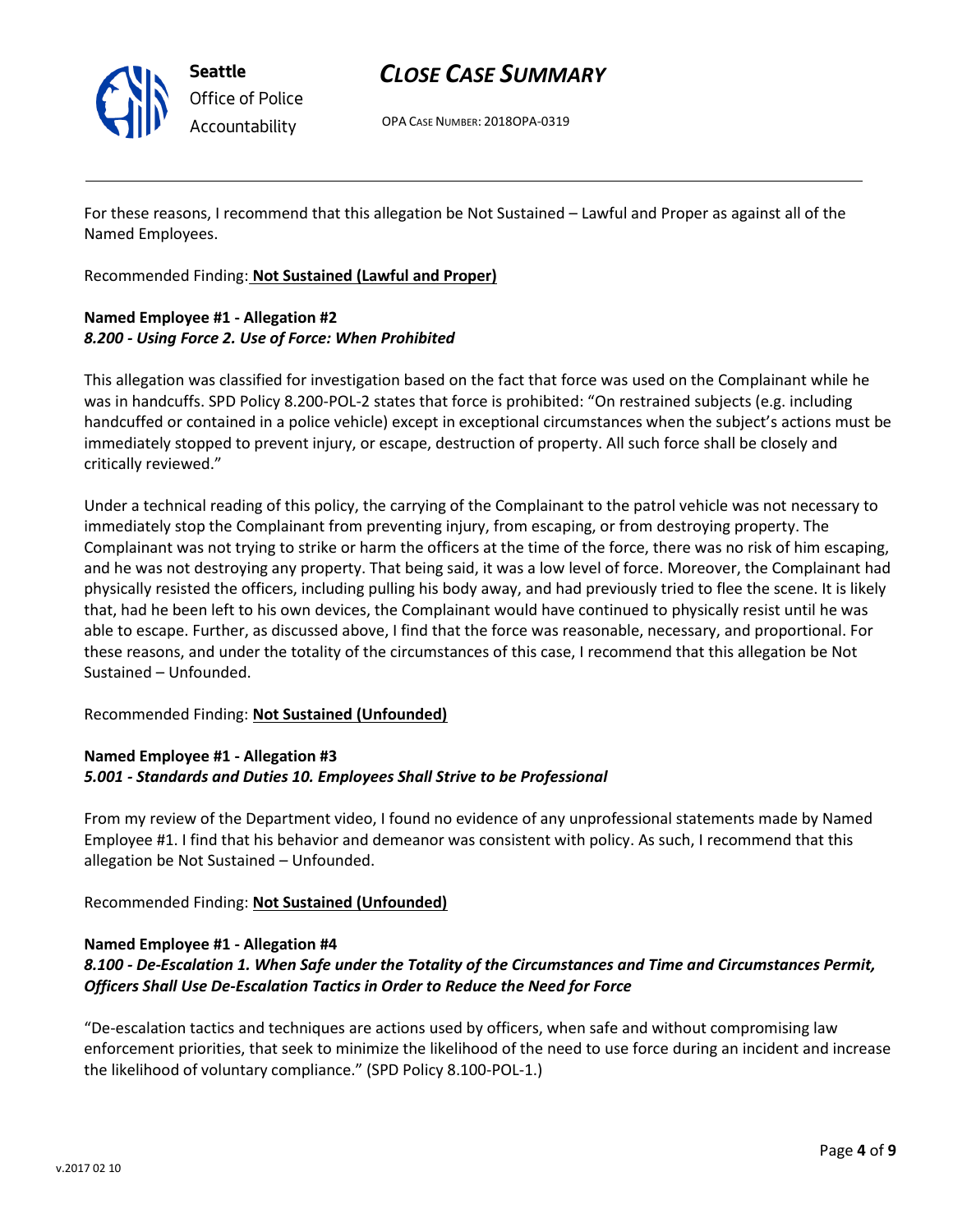For these reasons, I recommend that this allegation be Not Sustained – Lawful and Proper as against all of the Named Employees.

Recommended Finding: **Not Sustained (Lawful and Proper)**

**Named Employee #1 - Allegation #2**
***8.200 - Using Force 2. Use of Force: When Prohibited***

This allegation was classified for investigation based on the fact that force was used on the Complainant while he was in handcuffs. SPD Policy 8.200-POL-2 states that force is prohibited: "On restrained subjects (e.g. including handcuffed or contained in a police vehicle) except in exceptional circumstances when the subject's actions must be immediately stopped to prevent injury, or escape, destruction of property. All such force shall be closely and critically reviewed."

Under a technical reading of this policy, the carrying of the Complainant to the patrol vehicle was not necessary to immediately stop the Complainant from preventing injury, from escaping, or from destroying property. The Complainant was not trying to strike or harm the officers at the time of the force, there was no risk of him escaping, and he was not destroying any property. That being said, it was a low level of force. Moreover, the Complainant had physically resisted the officers, including pulling his body away, and had previously tried to flee the scene. It is likely that, had he been left to his own devices, the Complainant would have continued to physically resist until he was able to escape. Further, as discussed above, I find that the force was reasonable, necessary, and proportional. For these reasons, and under the totality of the circumstances of this case, I recommend that this allegation be Not Sustained – Unfounded.

Recommended Finding: **Not Sustained (Unfounded)**

**Named Employee #1 - Allegation #3**
***5.001 - Standards and Duties 10. Employees Shall Strive to be Professional***

From my review of the Department video, I found no evidence of any unprofessional statements made by Named Employee #1. I find that his behavior and demeanor was consistent with policy. As such, I recommend that this allegation be Not Sustained – Unfounded.

Recommended Finding: **Not Sustained (Unfounded)**

**Named Employee #1 - Allegation #4**
***8.100 - De-Escalation 1. When Safe under the Totality of the Circumstances and Time and Circumstances Permit, Officers Shall Use De-Escalation Tactics in Order to Reduce the Need for Force***

"De-escalation tactics and techniques are actions used by officers, when safe and without compromising law enforcement priorities, that seek to minimize the likelihood of the need to use force during an incident and increase the likelihood of voluntary compliance." (SPD Policy 8.100-POL-1.)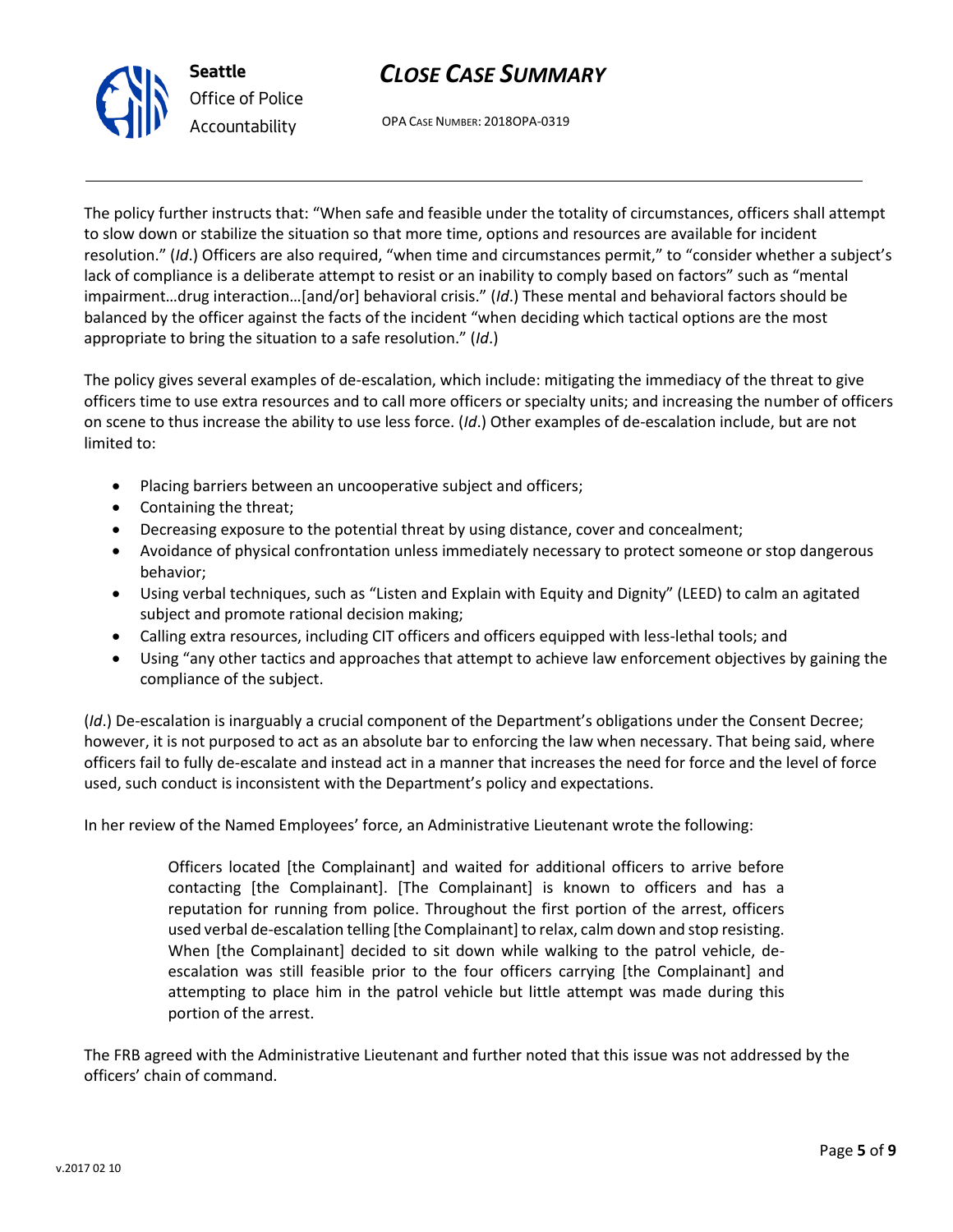The policy further instructs that: "When safe and feasible under the totality of circumstances, officers shall attempt to slow down or stabilize the situation so that more time, options and resources are available for incident resolution." (*Id*.) Officers are also required, "when time and circumstances permit," to "consider whether a subject's lack of compliance is a deliberate attempt to resist or an inability to comply based on factors" such as "mental impairment…drug interaction…[and/or] behavioral crisis." (*Id*.) These mental and behavioral factors should be balanced by the officer against the facts of the incident "when deciding which tactical options are the most appropriate to bring the situation to a safe resolution." (*Id*.)

The policy gives several examples of de-escalation, which include: mitigating the immediacy of the threat to give officers time to use extra resources and to call more officers or specialty units; and increasing the number of officers on scene to thus increase the ability to use less force. (*Id*.) Other examples of de-escalation include, but are not limited to:

- Placing barriers between an uncooperative subject and officers;
- Containing the threat;
- Decreasing exposure to the potential threat by using distance, cover and concealment;
- Avoidance of physical confrontation unless immediately necessary to protect someone or stop dangerous behavior;
- Using verbal techniques, such as "Listen and Explain with Equity and Dignity" (LEED) to calm an agitated subject and promote rational decision making;
- Calling extra resources, including CIT officers and officers equipped with less-lethal tools; and
- Using "any other tactics and approaches that attempt to achieve law enforcement objectives by gaining the compliance of the subject.

(*Id*.) De-escalation is inarguably a crucial component of the Department's obligations under the Consent Decree; however, it is not purposed to act as an absolute bar to enforcing the law when necessary. That being said, where officers fail to fully de-escalate and instead act in a manner that increases the need for force and the level of force used, such conduct is inconsistent with the Department's policy and expectations.

In her review of the Named Employees' force, an Administrative Lieutenant wrote the following:

> Officers located [the Complainant] and waited for additional officers to arrive before contacting [the Complainant]. [The Complainant] is known to officers and has a reputation for running from police. Throughout the first portion of the arrest, officers used verbal de-escalation telling [the Complainant] to relax, calm down and stop resisting. When [the Complainant] decided to sit down while walking to the patrol vehicle, de-escalation was still feasible prior to the four officers carrying [the Complainant] and attempting to place him in the patrol vehicle but little attempt was made during this portion of the arrest.

The FRB agreed with the Administrative Lieutenant and further noted that this issue was not addressed by the officers' chain of command.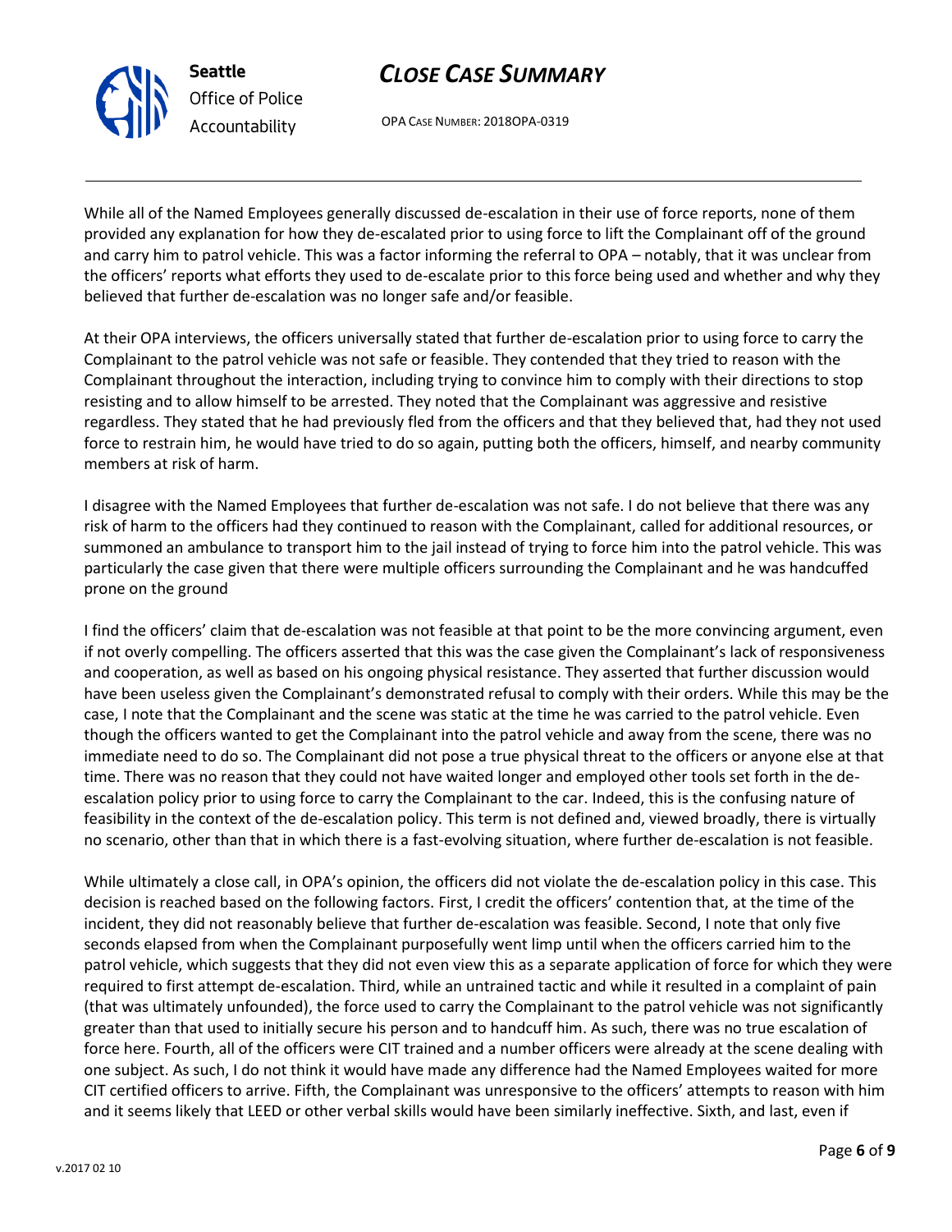While all of the Named Employees generally discussed de-escalation in their use of force reports, none of them provided any explanation for how they de-escalated prior to using force to lift the Complainant off of the ground and carry him to patrol vehicle. This was a factor informing the referral to OPA – notably, that it was unclear from the officers' reports what efforts they used to de-escalate prior to this force being used and whether and why they believed that further de-escalation was no longer safe and/or feasible.

At their OPA interviews, the officers universally stated that further de-escalation prior to using force to carry the Complainant to the patrol vehicle was not safe or feasible. They contended that they tried to reason with the Complainant throughout the interaction, including trying to convince him to comply with their directions to stop resisting and to allow himself to be arrested. They noted that the Complainant was aggressive and resistive regardless. They stated that he had previously fled from the officers and that they believed that, had they not used force to restrain him, he would have tried to do so again, putting both the officers, himself, and nearby community members at risk of harm.

I disagree with the Named Employees that further de-escalation was not safe. I do not believe that there was any risk of harm to the officers had they continued to reason with the Complainant, called for additional resources, or summoned an ambulance to transport him to the jail instead of trying to force him into the patrol vehicle. This was particularly the case given that there were multiple officers surrounding the Complainant and he was handcuffed prone on the ground

I find the officers' claim that de-escalation was not feasible at that point to be the more convincing argument, even if not overly compelling. The officers asserted that this was the case given the Complainant's lack of responsiveness and cooperation, as well as based on his ongoing physical resistance. They asserted that further discussion would have been useless given the Complainant's demonstrated refusal to comply with their orders. While this may be the case, I note that the Complainant and the scene was static at the time he was carried to the patrol vehicle. Even though the officers wanted to get the Complainant into the patrol vehicle and away from the scene, there was no immediate need to do so. The Complainant did not pose a true physical threat to the officers or anyone else at that time. There was no reason that they could not have waited longer and employed other tools set forth in the de-escalation policy prior to using force to carry the Complainant to the car. Indeed, this is the confusing nature of feasibility in the context of the de-escalation policy. This term is not defined and, viewed broadly, there is virtually no scenario, other than that in which there is a fast-evolving situation, where further de-escalation is not feasible.

While ultimately a close call, in OPA's opinion, the officers did not violate the de-escalation policy in this case. This decision is reached based on the following factors. First, I credit the officers' contention that, at the time of the incident, they did not reasonably believe that further de-escalation was feasible. Second, I note that only five seconds elapsed from when the Complainant purposefully went limp until when the officers carried him to the patrol vehicle, which suggests that they did not even view this as a separate application of force for which they were required to first attempt de-escalation. Third, while an untrained tactic and while it resulted in a complaint of pain (that was ultimately unfounded), the force used to carry the Complainant to the patrol vehicle was not significantly greater than that used to initially secure his person and to handcuff him. As such, there was no true escalation of force here. Fourth, all of the officers were CIT trained and a number officers were already at the scene dealing with one subject. As such, I do not think it would have made any difference had the Named Employees waited for more CIT certified officers to arrive. Fifth, the Complainant was unresponsive to the officers' attempts to reason with him and it seems likely that LEED or other verbal skills would have been similarly ineffective. Sixth, and last, even if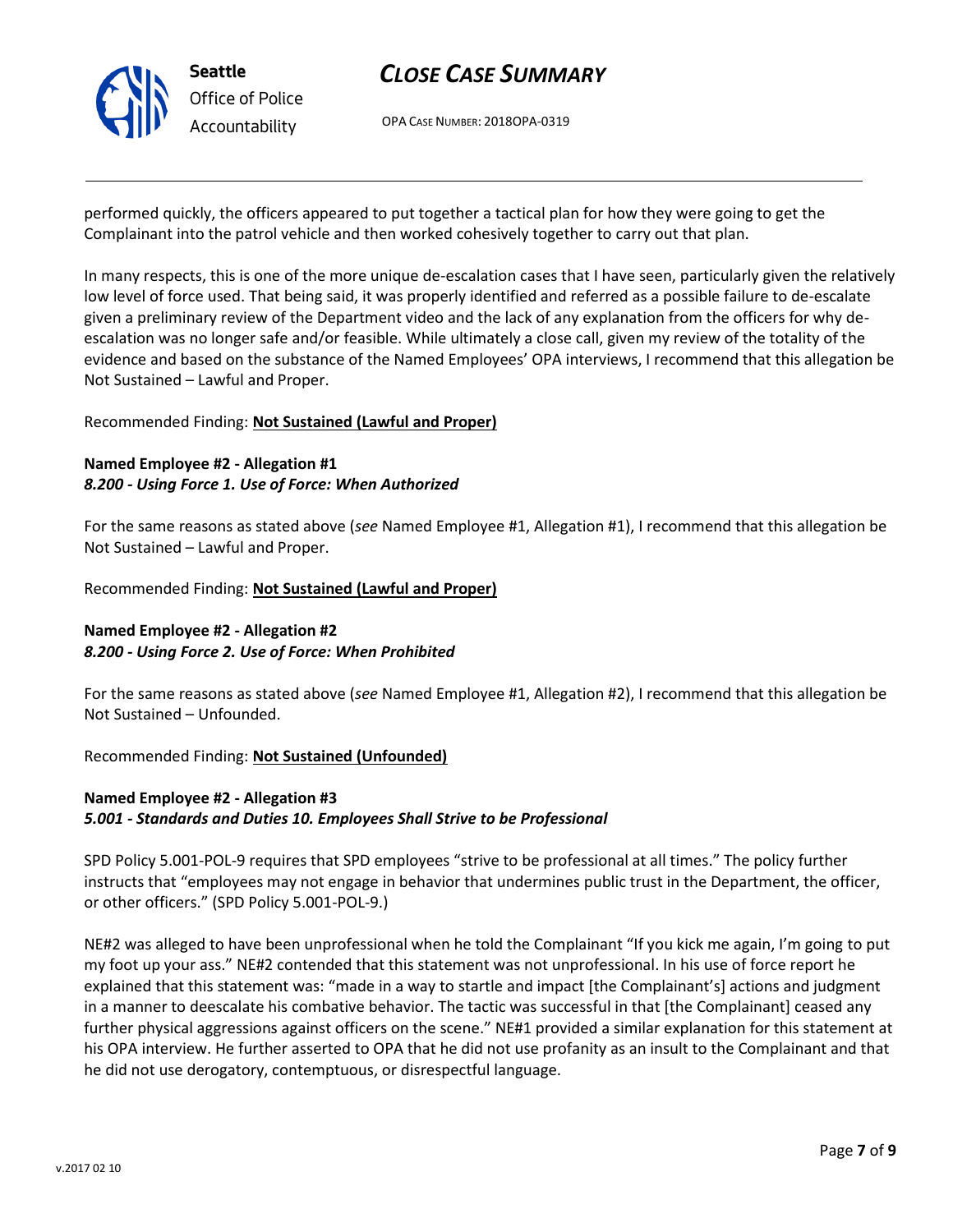performed quickly, the officers appeared to put together a tactical plan for how they were going to get the Complainant into the patrol vehicle and then worked cohesively together to carry out that plan.

In many respects, this is one of the more unique de-escalation cases that I have seen, particularly given the relatively low level of force used. That being said, it was properly identified and referred as a possible failure to de-escalate given a preliminary review of the Department video and the lack of any explanation from the officers for why de-escalation was no longer safe and/or feasible. While ultimately a close call, given my review of the totality of the evidence and based on the substance of the Named Employees' OPA interviews, I recommend that this allegation be Not Sustained – Lawful and Proper.

Recommended Finding: **Not Sustained (Lawful and Proper)**

**Named Employee #2 - Allegation #1**
***8.200 - Using Force 1. Use of Force: When Authorized***

For the same reasons as stated above (*see* Named Employee #1, Allegation #1), I recommend that this allegation be Not Sustained – Lawful and Proper.

Recommended Finding: **Not Sustained (Lawful and Proper)**

**Named Employee #2 - Allegation #2**
***8.200 - Using Force 2. Use of Force: When Prohibited***

For the same reasons as stated above (*see* Named Employee #1, Allegation #2), I recommend that this allegation be Not Sustained – Unfounded.

Recommended Finding: **Not Sustained (Unfounded)**

**Named Employee #2 - Allegation #3**
***5.001 - Standards and Duties 10. Employees Shall Strive to be Professional***

SPD Policy 5.001-POL-9 requires that SPD employees "strive to be professional at all times." The policy further instructs that "employees may not engage in behavior that undermines public trust in the Department, the officer, or other officers." (SPD Policy 5.001-POL-9.)

NE#2 was alleged to have been unprofessional when he told the Complainant "If you kick me again, I'm going to put my foot up your ass." NE#2 contended that this statement was not unprofessional. In his use of force report he explained that this statement was: "made in a way to startle and impact [the Complainant's] actions and judgment in a manner to deescalate his combative behavior. The tactic was successful in that [the Complainant] ceased any further physical aggressions against officers on the scene." NE#1 provided a similar explanation for this statement at his OPA interview. He further asserted to OPA that he did not use profanity as an insult to the Complainant and that he did not use derogatory, contemptuous, or disrespectful language.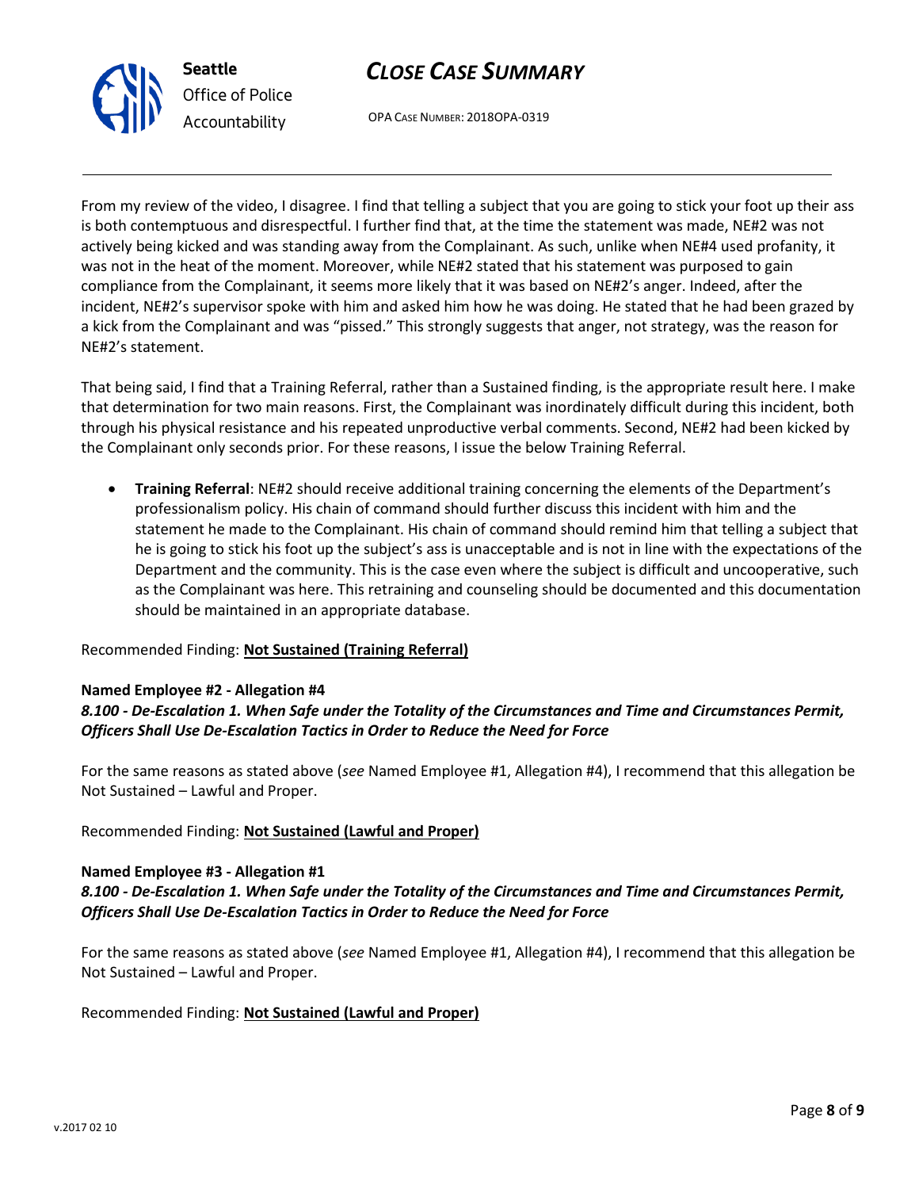From my review of the video, I disagree. I find that telling a subject that you are going to stick your foot up their ass is both contemptuous and disrespectful. I further find that, at the time the statement was made, NE#2 was not actively being kicked and was standing away from the Complainant. As such, unlike when NE#4 used profanity, it was not in the heat of the moment. Moreover, while NE#2 stated that his statement was purposed to gain compliance from the Complainant, it seems more likely that it was based on NE#2's anger. Indeed, after the incident, NE#2's supervisor spoke with him and asked him how he was doing. He stated that he had been grazed by a kick from the Complainant and was "pissed." This strongly suggests that anger, not strategy, was the reason for NE#2's statement.

That being said, I find that a Training Referral, rather than a Sustained finding, is the appropriate result here. I make that determination for two main reasons. First, the Complainant was inordinately difficult during this incident, both through his physical resistance and his repeated unproductive verbal comments. Second, NE#2 had been kicked by the Complainant only seconds prior. For these reasons, I issue the below Training Referral.

- **Training Referral**: NE#2 should receive additional training concerning the elements of the Department's professionalism policy. His chain of command should further discuss this incident with him and the statement he made to the Complainant. His chain of command should remind him that telling a subject that he is going to stick his foot up the subject's ass is unacceptable and is not in line with the expectations of the Department and the community. This is the case even where the subject is difficult and uncooperative, such as the Complainant was here. This retraining and counseling should be documented and this documentation should be maintained in an appropriate database.

Recommended Finding: **Not Sustained (Training Referral)**

**Named Employee #2 - Allegation #4**
***8.100 - De-Escalation 1. When Safe under the Totality of the Circumstances and Time and Circumstances Permit, Officers Shall Use De-Escalation Tactics in Order to Reduce the Need for Force***

For the same reasons as stated above (*see* Named Employee #1, Allegation #4), I recommend that this allegation be Not Sustained – Lawful and Proper.

Recommended Finding: **Not Sustained (Lawful and Proper)**

**Named Employee #3 - Allegation #1**
***8.100 - De-Escalation 1. When Safe under the Totality of the Circumstances and Time and Circumstances Permit, Officers Shall Use De-Escalation Tactics in Order to Reduce the Need for Force***

For the same reasons as stated above (*see* Named Employee #1, Allegation #4), I recommend that this allegation be Not Sustained – Lawful and Proper.

Recommended Finding: **Not Sustained (Lawful and Proper)**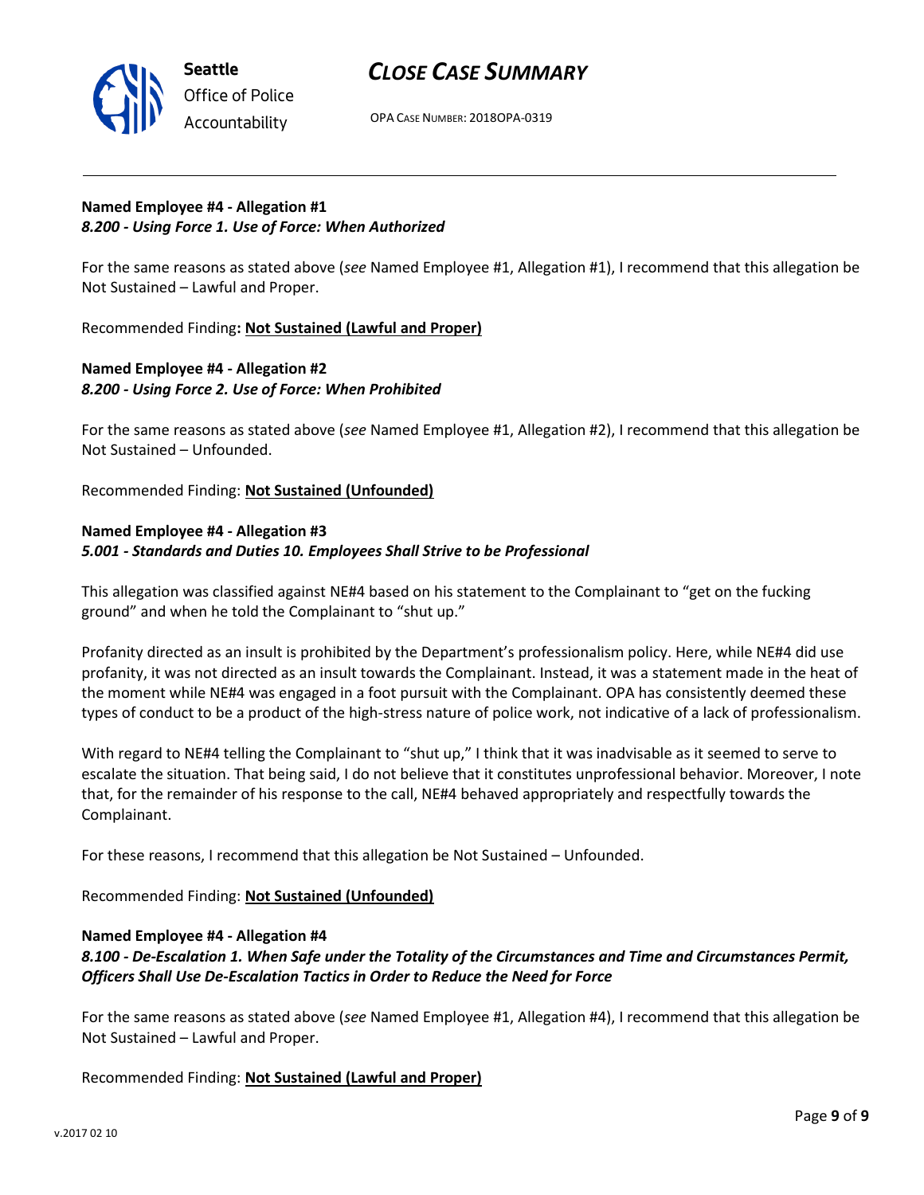**Named Employee #4 - Allegation #1**
***8.200 - Using Force 1. Use of Force: When Authorized***

For the same reasons as stated above (*see* Named Employee #1, Allegation #1), I recommend that this allegation be Not Sustained – Lawful and Proper.

Recommended Finding**: Not Sustained (Lawful and Proper)**

**Named Employee #4 - Allegation #2**
***8.200 - Using Force 2. Use of Force: When Prohibited***

For the same reasons as stated above (*see* Named Employee #1, Allegation #2), I recommend that this allegation be Not Sustained – Unfounded.

Recommended Finding: **Not Sustained (Unfounded)**

**Named Employee #4 - Allegation #3**
***5.001 - Standards and Duties 10. Employees Shall Strive to be Professional***

This allegation was classified against NE#4 based on his statement to the Complainant to "get on the fucking ground" and when he told the Complainant to "shut up."

Profanity directed as an insult is prohibited by the Department's professionalism policy. Here, while NE#4 did use profanity, it was not directed as an insult towards the Complainant. Instead, it was a statement made in the heat of the moment while NE#4 was engaged in a foot pursuit with the Complainant. OPA has consistently deemed these types of conduct to be a product of the high-stress nature of police work, not indicative of a lack of professionalism.

With regard to NE#4 telling the Complainant to "shut up," I think that it was inadvisable as it seemed to serve to escalate the situation. That being said, I do not believe that it constitutes unprofessional behavior. Moreover, I note that, for the remainder of his response to the call, NE#4 behaved appropriately and respectfully towards the Complainant.

For these reasons, I recommend that this allegation be Not Sustained – Unfounded.

Recommended Finding: **Not Sustained (Unfounded)**

**Named Employee #4 - Allegation #4**
***8.100 - De-Escalation 1. When Safe under the Totality of the Circumstances and Time and Circumstances Permit, Officers Shall Use De-Escalation Tactics in Order to Reduce the Need for Force***

For the same reasons as stated above (*see* Named Employee #1, Allegation #4), I recommend that this allegation be Not Sustained – Lawful and Proper.

Recommended Finding: **Not Sustained (Lawful and Proper)**